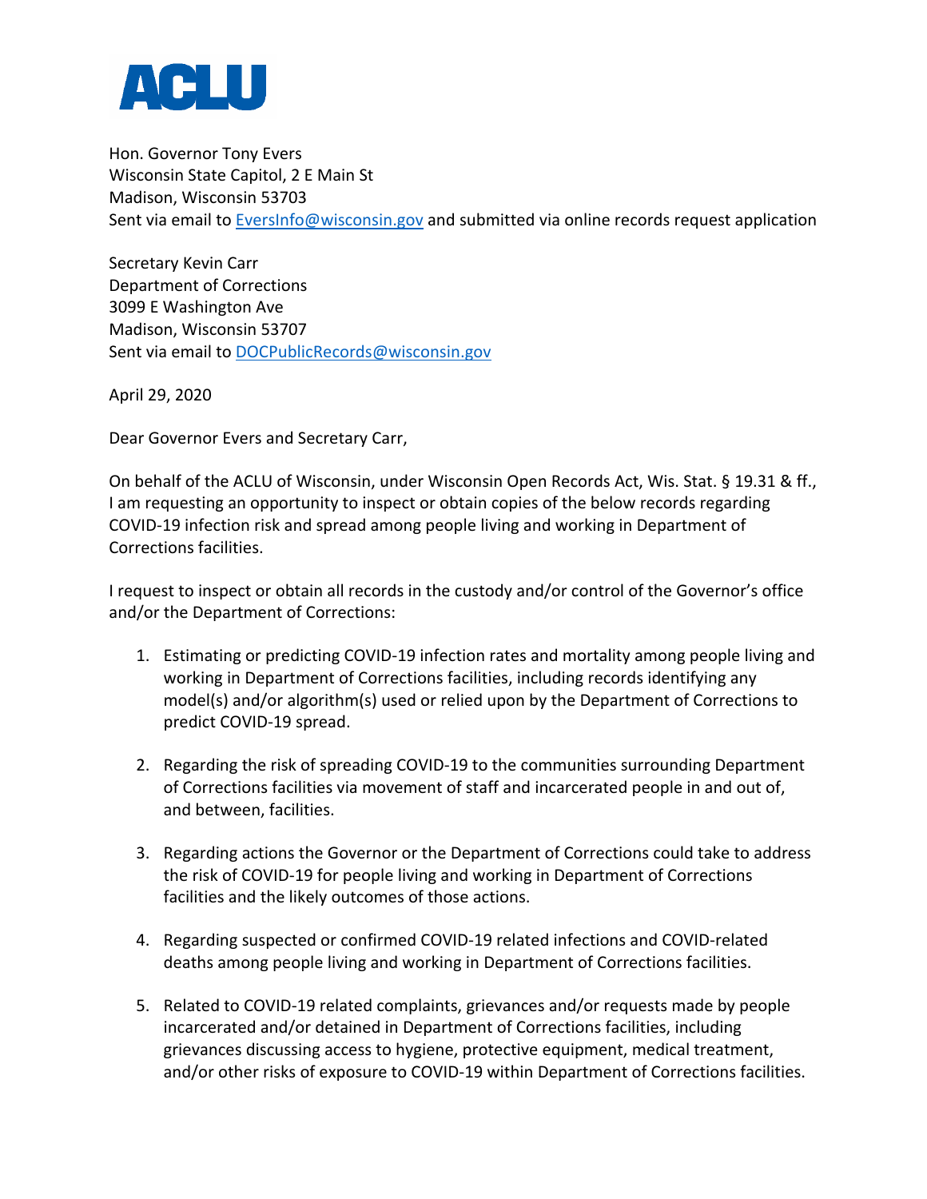ACLU

Hon. Governor Tony Evers
Wisconsin State Capitol, 2 E Main St
Madison, Wisconsin 53703
Sent via email to EversInfo@wisconsin.gov and submitted via online records request application

Secretary Kevin Carr
Department of Corrections
3099 E Washington Ave
Madison, Wisconsin 53707
Sent via email to DOCPublicRecords@wisconsin.gov

April 29, 2020

Dear Governor Evers and Secretary Carr,

On behalf of the ACLU of Wisconsin, under Wisconsin Open Records Act, Wis. Stat. § 19.31 & ff., I am requesting an opportunity to inspect or obtain copies of the below records regarding COVID-19 infection risk and spread among people living and working in Department of Corrections facilities.

I request to inspect or obtain all records in the custody and/or control of the Governor's office and/or the Department of Corrections:

1. Estimating or predicting COVID-19 infection rates and mortality among people living and working in Department of Corrections facilities, including records identifying any model(s) and/or algorithm(s) used or relied upon by the Department of Corrections to predict COVID-19 spread.

2. Regarding the risk of spreading COVID-19 to the communities surrounding Department of Corrections facilities via movement of staff and incarcerated people in and out of, and between, facilities.

3. Regarding actions the Governor or the Department of Corrections could take to address the risk of COVID-19 for people living and working in Department of Corrections facilities and the likely outcomes of those actions.

4. Regarding suspected or confirmed COVID-19 related infections and COVID-related deaths among people living and working in Department of Corrections facilities.

5. Related to COVID-19 related complaints, grievances and/or requests made by people incarcerated and/or detained in Department of Corrections facilities, including grievances discussing access to hygiene, protective equipment, medical treatment, and/or other risks of exposure to COVID-19 within Department of Corrections facilities.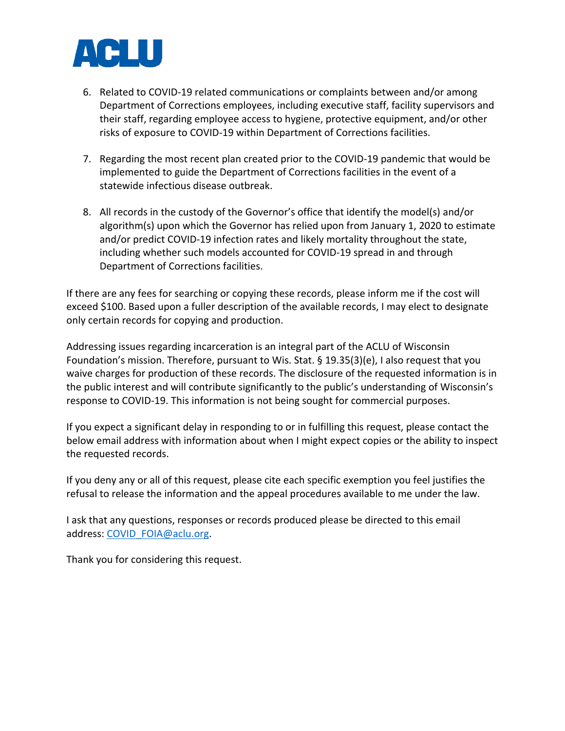6. Related to COVID-19 related communications or complaints between and/or among Department of Corrections employees, including executive staff, facility supervisors and their staff, regarding employee access to hygiene, protective equipment, and/or other risks of exposure to COVID-19 within Department of Corrections facilities.

7. Regarding the most recent plan created prior to the COVID-19 pandemic that would be implemented to guide the Department of Corrections facilities in the event of a statewide infectious disease outbreak.

8. All records in the custody of the Governor's office that identify the model(s) and/or algorithm(s) upon which the Governor has relied upon from January 1, 2020 to estimate and/or predict COVID-19 infection rates and likely mortality throughout the state, including whether such models accounted for COVID-19 spread in and through Department of Corrections facilities.

If there are any fees for searching or copying these records, please inform me if the cost will exceed $100. Based upon a fuller description of the available records, I may elect to designate only certain records for copying and production.

Addressing issues regarding incarceration is an integral part of the ACLU of Wisconsin Foundation's mission. Therefore, pursuant to Wis. Stat. § 19.35(3)(e), I also request that you waive charges for production of these records. The disclosure of the requested information is in the public interest and will contribute significantly to the public's understanding of Wisconsin's response to COVID-19. This information is not being sought for commercial purposes.

If you expect a significant delay in responding to or in fulfilling this request, please contact the below email address with information about when I might expect copies or the ability to inspect the requested records.

If you deny any or all of this request, please cite each specific exemption you feel justifies the refusal to release the information and the appeal procedures available to me under the law.

I ask that any questions, responses or records produced please be directed to this email address: COVID_FOIA@aclu.org.

Thank you for considering this request.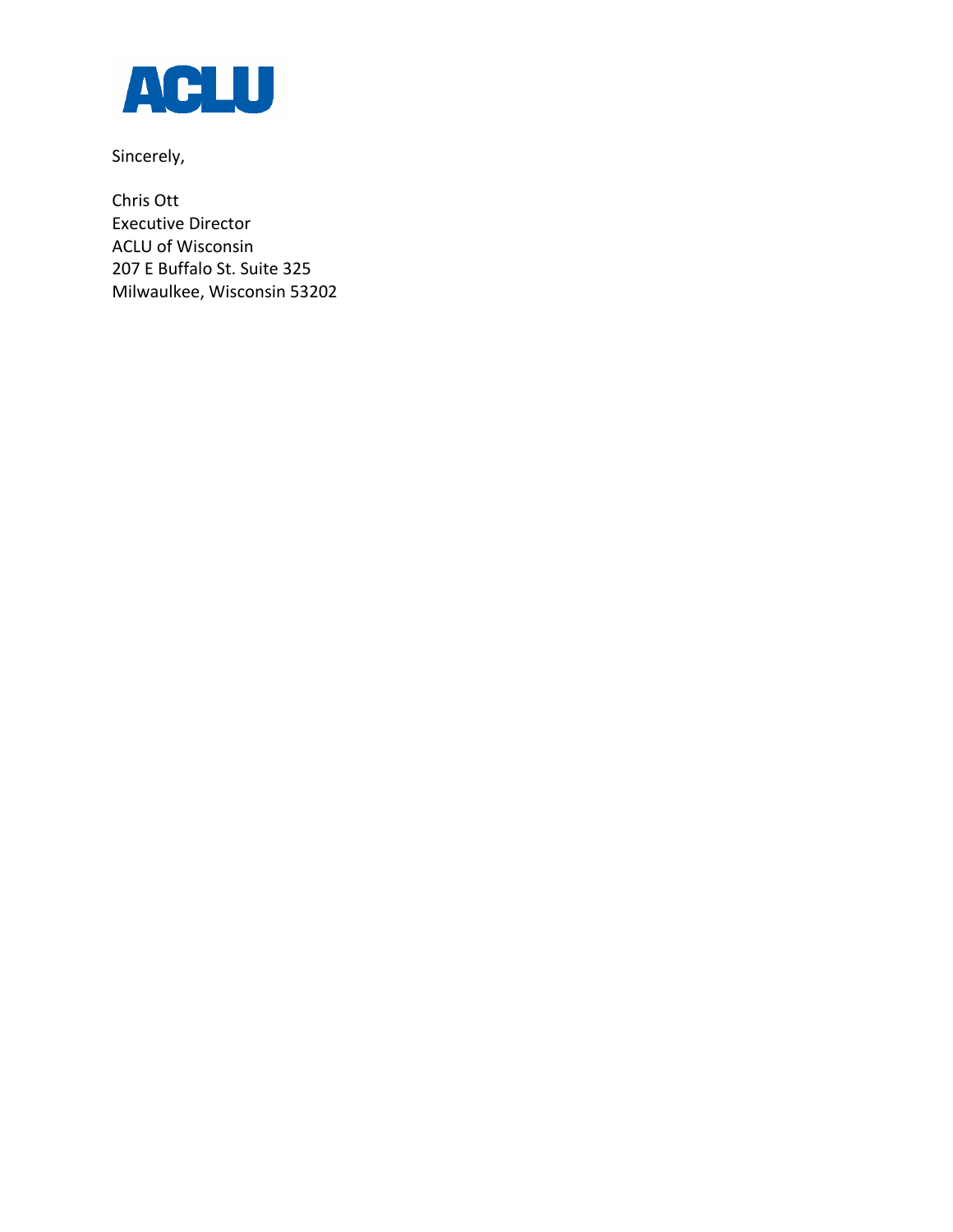ACLU

Sincerely,

Chris Ott
Executive Director
ACLU of Wisconsin
207 E Buffalo St. Suite 325
Milwaulkee, Wisconsin 53202